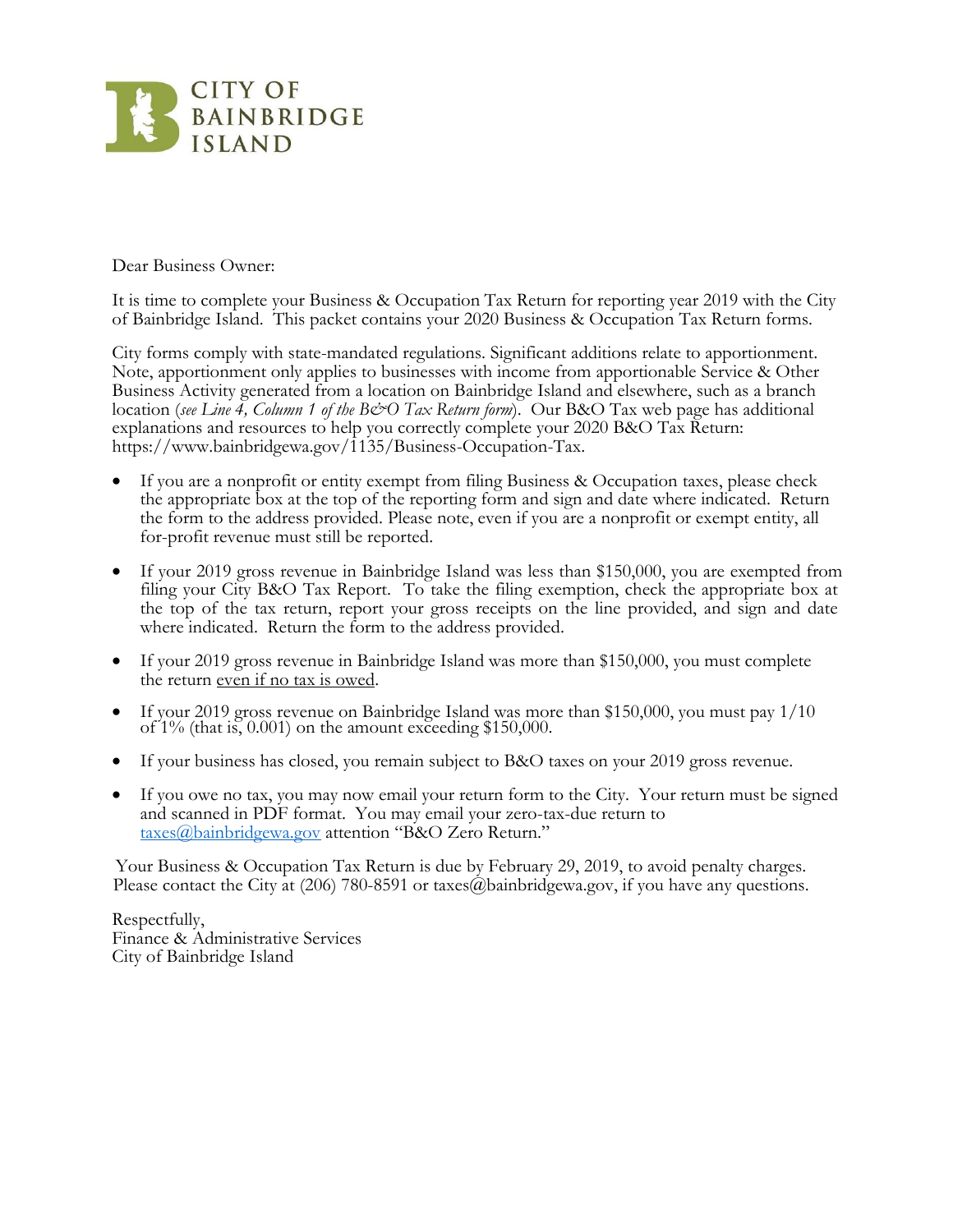# CITY OF BAINBRIDGE ISLAND

Dear Business Owner:

It is time to complete your Business & Occupation Tax Return for reporting year 2019 with the City of Bainbridge Island. This packet contains your 2020 Business & Occupation Tax Return forms.

City forms comply with state-mandated regulations. Significant additions relate to apportionment. Note, apportionment only applies to businesses with income from apportionable Service & Other Business Activity generated from a location on Bainbridge Island and elsewhere, such as a branch location (*see Line 4, Column 1 of the B&O Tax Return form*). Our B&O Tax web page has additional explanations and resources to help you correctly complete your 2020 B&O Tax Return: https://www.bainbridgewa.gov/1135/Business-Occupation-Tax.

- If you are a nonprofit or entity exempt from filing Business & Occupation taxes, please check the appropriate box at the top of the reporting form and sign and date where indicated. Return the form to the address provided. Please note, even if you are a nonprofit or exempt entity, all for-profit revenue must still be reported.
- If your 2019 gross revenue in Bainbridge Island was less than $150,000, you are exempted from filing your City B&O Tax Report. To take the filing exemption, check the appropriate box at the top of the tax return, report your gross receipts on the line provided, and sign and date where indicated. Return the form to the address provided.
- If your 2019 gross revenue in Bainbridge Island was more than $150,000, you must complete the return even if no tax is owed.
- If your 2019 gross revenue on Bainbridge Island was more than $150,000, you must pay 1/10 of 1% (that is, 0.001) on the amount exceeding $150,000.
- If your business has closed, you remain subject to B&O taxes on your 2019 gross revenue.
- If you owe no tax, you may now email your return form to the City. Your return must be signed and scanned in PDF format. You may email your zero-tax-due return to taxes@bainbridgewa.gov attention "B&O Zero Return."

Your Business & Occupation Tax Return is due by February 29, 2019, to avoid penalty charges. Please contact the City at (206) 780-8591 or taxes@bainbridgewa.gov, if you have any questions.

Respectfully,  
Finance & Administrative Services  
City of Bainbridge Island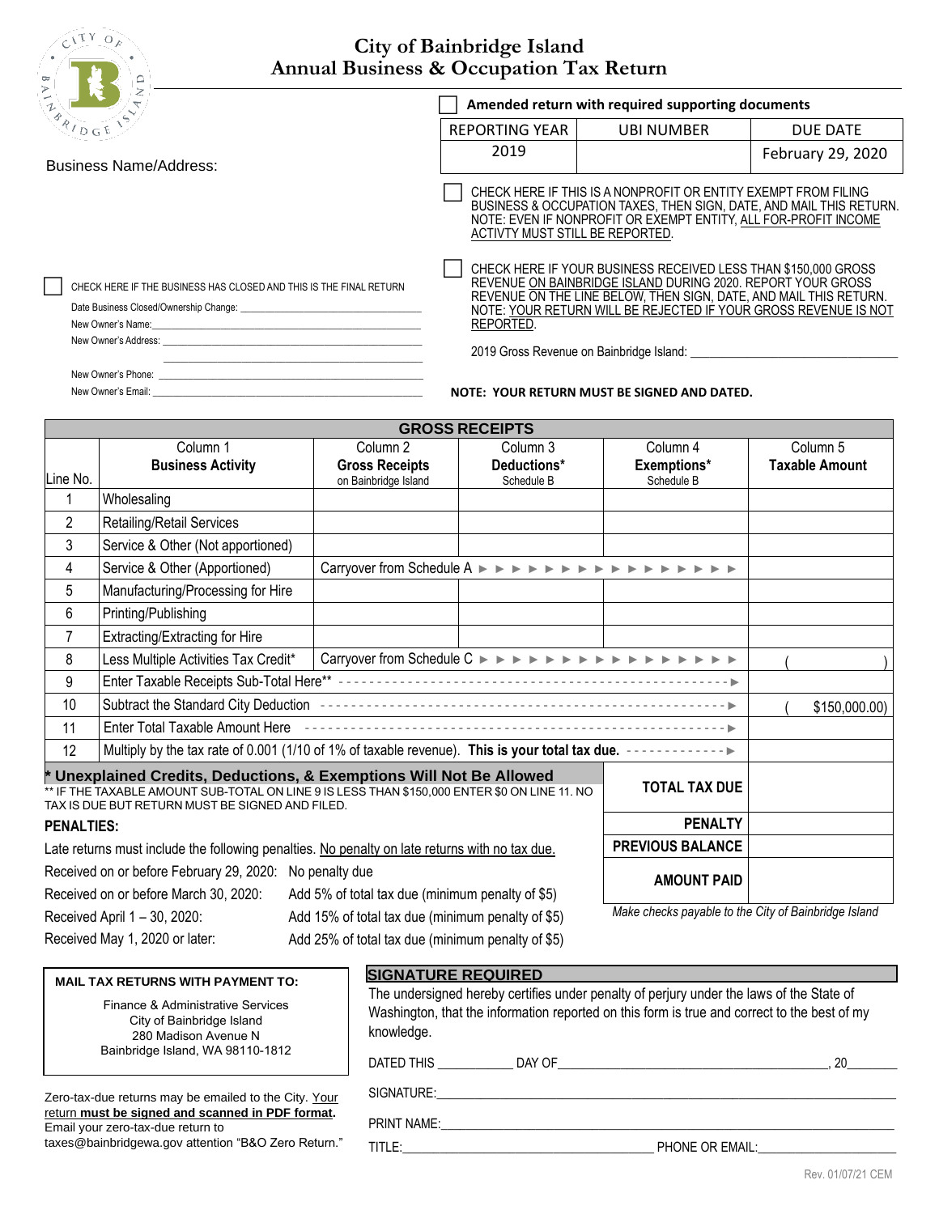# City of Bainbridge Island
## Annual Business & Occupation Tax Return

Business Name/Address:

☐ Amended return with required supporting documents

| REPORTING YEAR | UBI NUMBER | DUE DATE |
|---|---|---|
| 2019 | | February 29, 2020 |

☐ CHECK HERE IF THIS IS A NONPROFIT OR ENTITY EXEMPT FROM FILING BUSINESS & OCCUPATION TAXES, THEN SIGN, DATE, AND MAIL THIS RETURN. NOTE: EVEN IF NONPROFIT OR EXEMPT ENTITY, ALL FOR-PROFIT INCOME ACTIVTY MUST STILL BE REPORTED.

☐ CHECK HERE IF THE BUSINESS HAS CLOSED AND THIS IS THE FINAL RETURN

Date Business Closed/Ownership Change: ____________________

New Owner's Name: ____________________

New Owner's Address: ____________________

New Owner's Phone: ____________________

New Owner's Email: ____________________

☐ CHECK HERE IF YOUR BUSINESS RECEIVED LESS THAN $150,000 GROSS REVENUE ON BAINBRIDGE ISLAND DURING 2020. REPORT YOUR GROSS REVENUE ON THE LINE BELOW, THEN SIGN, DATE, AND MAIL THIS RETURN. NOTE: YOUR RETURN WILL BE REJECTED IF YOUR GROSS REVENUE IS NOT REPORTED.

2019 Gross Revenue on Bainbridge Island: ____________________

**NOTE: YOUR RETURN MUST BE SIGNED AND DATED.**

| GROSS RECEIPTS | | | | | |
|---|---|---|---|---|---|
| Line No. | Column 1 **Business Activity** | Column 2 **Gross Receipts** on Bainbridge Island | Column 3 **Deductions*** Schedule B | Column 4 **Exemptions*** Schedule B | Column 5 **Taxable Amount** |
| 1 | Wholesaling | | | | |
| 2 | Retailing/Retail Services | | | | |
| 3 | Service & Other (Not apportioned) | | | | |
| 4 | Service & Other (Apportioned) | Carryover from Schedule A ► ► ► | | | |
| 5 | Manufacturing/Processing for Hire | | | | |
| 6 | Printing/Publishing | | | | |
| 7 | Extracting/Extracting for Hire | | | | |
| 8 | Less Multiple Activities Tax Credit* | Carryover from Schedule C ► ► ► | | | ( ) |
| 9 | Enter Taxable Receipts Sub-Total Here** | | | | |
| 10 | Subtract the Standard City Deduction | | | | ( $150,000.00) |
| 11 | Enter Total Taxable Amount Here | | | | |
| 12 | Multiply by the tax rate of 0.001 (1/10 of 1% of taxable revenue). **This is your total tax due.** | | | | |

**\* Unexplained Credits, Deductions, & Exemptions Will Not Be Allowed**

** IF THE TAXABLE AMOUNT SUB-TOTAL ON LINE 9 IS LESS THAN $150,000 ENTER $0 ON LINE 11. NO TAX IS DUE BUT RETURN MUST BE SIGNED AND FILED.

| | |
|---|---|
| **TOTAL TAX DUE** | |
| **PENALTY** | |
| **PREVIOUS BALANCE** | |
| **AMOUNT PAID** | |

*Make checks payable to the City of Bainbridge Island*

**PENALTIES:**

Late returns must include the following penalties. No penalty on late returns with no tax due.

| | |
|---|---|
| Received on or before February 29, 2020: | No penalty due |
| Received on or before March 30, 2020: | Add 5% of total tax due (minimum penalty of $5) |
| Received April 1 – 30, 2020: | Add 15% of total tax due (minimum penalty of $5) |
| Received May 1, 2020 or later: | Add 25% of total tax due (minimum penalty of $5) |

**MAIL TAX RETURNS WITH PAYMENT TO:**

Finance & Administrative Services
City of Bainbridge Island
280 Madison Avenue N
Bainbridge Island, WA 98110-1812

Zero-tax-due returns may be emailed to the City. Your return **must be signed and scanned in PDF format.** Email your zero-tax-due return to taxes@bainbridgewa.gov attention "B&O Zero Return."

**SIGNATURE REQUIRED**

The undersigned hereby certifies under penalty of perjury under the laws of the State of Washington, that the information reported on this form is true and correct to the best of my knowledge.

DATED THIS ________ DAY OF ____________________, 20______

SIGNATURE: ____________________

PRINT NAME: ____________________

TITLE: ____________________ PHONE OR EMAIL: ____________________

Rev. 01/07/21 CEM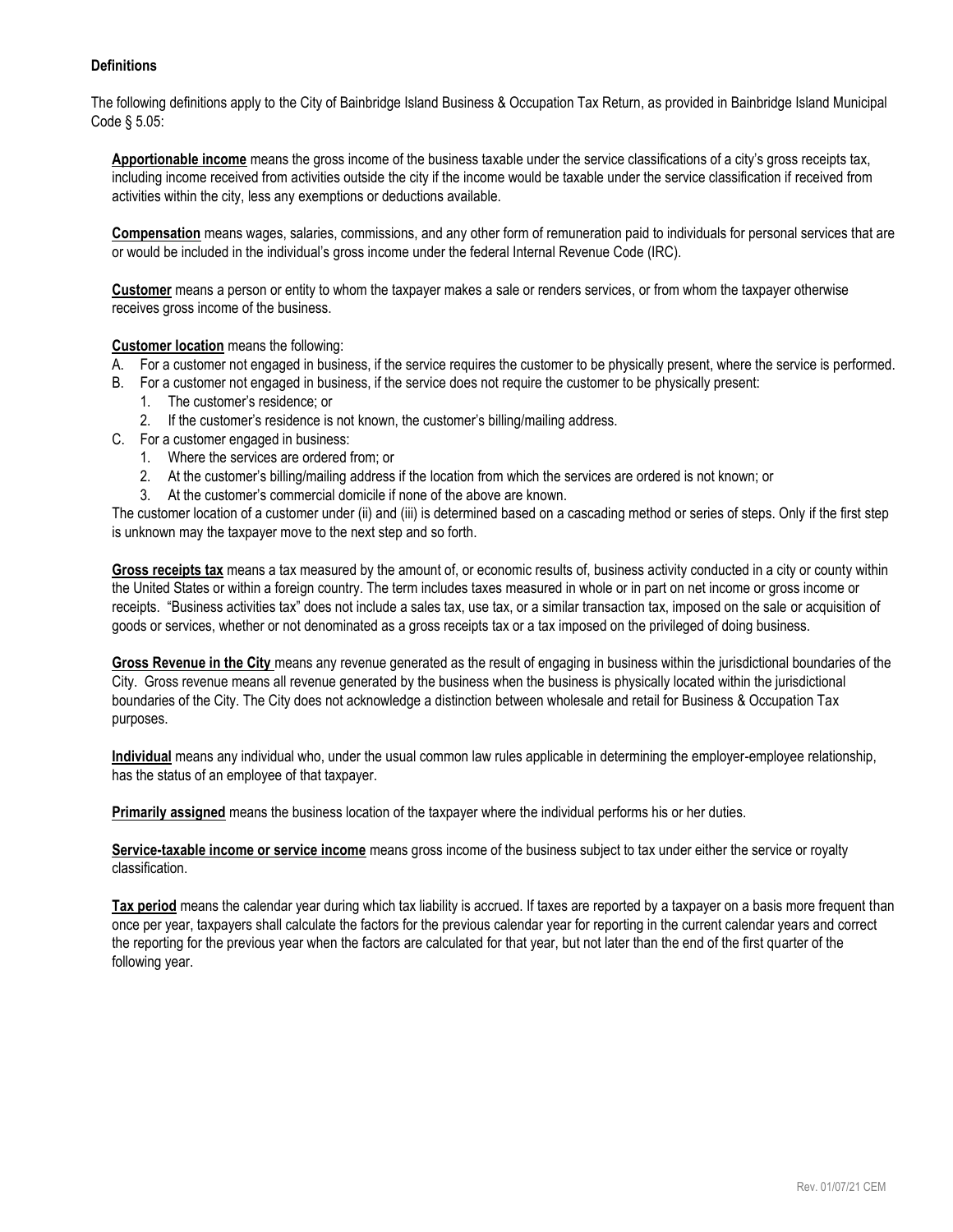**Definitions**

The following definitions apply to the City of Bainbridge Island Business & Occupation Tax Return, as provided in Bainbridge Island Municipal Code § 5.05:

**Apportionable income** means the gross income of the business taxable under the service classifications of a city's gross receipts tax, including income received from activities outside the city if the income would be taxable under the service classification if received from activities within the city, less any exemptions or deductions available.

**Compensation** means wages, salaries, commissions, and any other form of remuneration paid to individuals for personal services that are or would be included in the individual's gross income under the federal Internal Revenue Code (IRC).

**Customer** means a person or entity to whom the taxpayer makes a sale or renders services, or from whom the taxpayer otherwise receives gross income of the business.

**Customer location** means the following:

A. For a customer not engaged in business, if the service requires the customer to be physically present, where the service is performed.
B. For a customer not engaged in business, if the service does not require the customer to be physically present:
   1. The customer's residence; or
   2. If the customer's residence is not known, the customer's billing/mailing address.
C. For a customer engaged in business:
   1. Where the services are ordered from; or
   2. At the customer's billing/mailing address if the location from which the services are ordered is not known; or
   3. At the customer's commercial domicile if none of the above are known.

The customer location of a customer under (ii) and (iii) is determined based on a cascading method or series of steps. Only if the first step is unknown may the taxpayer move to the next step and so forth.

**Gross receipts tax** means a tax measured by the amount of, or economic results of, business activity conducted in a city or county within the United States or within a foreign country. The term includes taxes measured in whole or in part on net income or gross income or receipts. "Business activities tax" does not include a sales tax, use tax, or a similar transaction tax, imposed on the sale or acquisition of goods or services, whether or not denominated as a gross receipts tax or a tax imposed on the privileged of doing business.

**Gross Revenue in the City** means any revenue generated as the result of engaging in business within the jurisdictional boundaries of the City. Gross revenue means all revenue generated by the business when the business is physically located within the jurisdictional boundaries of the City. The City does not acknowledge a distinction between wholesale and retail for Business & Occupation Tax purposes.

**Individual** means any individual who, under the usual common law rules applicable in determining the employer-employee relationship, has the status of an employee of that taxpayer.

**Primarily assigned** means the business location of the taxpayer where the individual performs his or her duties.

**Service-taxable income or service income** means gross income of the business subject to tax under either the service or royalty classification.

**Tax period** means the calendar year during which tax liability is accrued. If taxes are reported by a taxpayer on a basis more frequent than once per year, taxpayers shall calculate the factors for the previous calendar year for reporting in the current calendar years and correct the reporting for the previous year when the factors are calculated for that year, but not later than the end of the first quarter of the following year.

Rev. 01/07/21 CEM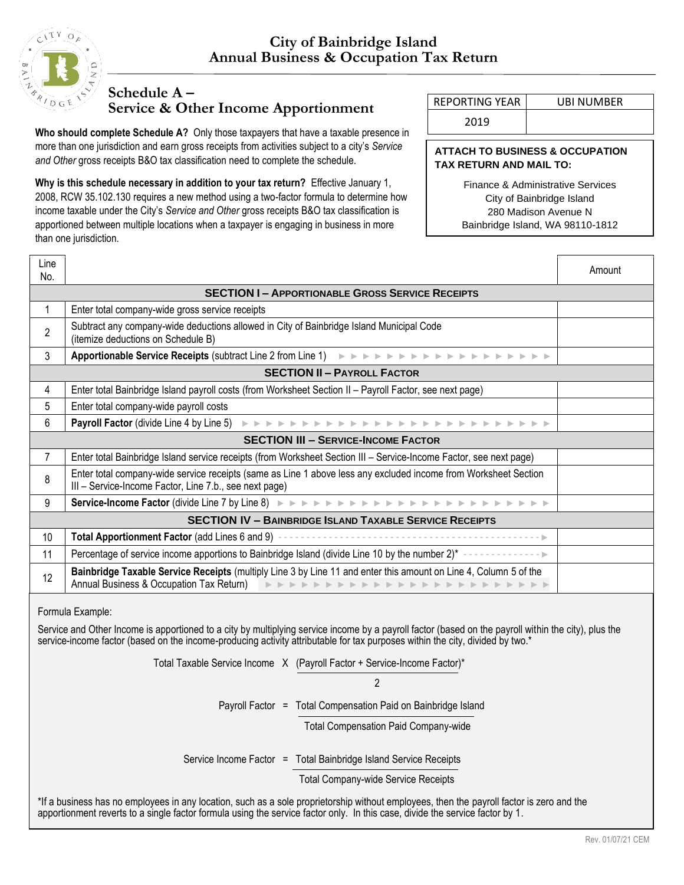# City of Bainbridge Island
## Annual Business & Occupation Tax Return

## Schedule A – Service & Other Income Apportionment

| REPORTING YEAR | UBI NUMBER |
|---|---|
| 2019 | |

**ATTACH TO BUSINESS & OCCUPATION TAX RETURN AND MAIL TO:**

Finance & Administrative Services
City of Bainbridge Island
280 Madison Avenue N
Bainbridge Island, WA 98110-1812

**Who should complete Schedule A?** Only those taxpayers that have a taxable presence in more than one jurisdiction and earn gross receipts from activities subject to a city's *Service and Other* gross receipts B&O tax classification need to complete the schedule.

**Why is this schedule necessary in addition to your tax return?** Effective January 1, 2008, RCW 35.102.130 requires a new method using a two-factor formula to determine how income taxable under the City's *Service and Other* gross receipts B&O tax classification is apportioned between multiple locations when a taxpayer is engaging in business in more than one jurisdiction.

| Line No. | | Amount |
|---|---|---|
| | **SECTION I – APPORTIONABLE GROSS SERVICE RECEIPTS** | |
| 1 | Enter total company-wide gross service receipts | |
| 2 | Subtract any company-wide deductions allowed in City of Bainbridge Island Municipal Code (itemize deductions on Schedule B) | |
| 3 | **Apportionable Service Receipts** (subtract Line 2 from Line 1) | |
| | **SECTION II – PAYROLL FACTOR** | |
| 4 | Enter total Bainbridge Island payroll costs (from Worksheet Section II – Payroll Factor, see next page) | |
| 5 | Enter total company-wide payroll costs | |
| 6 | **Payroll Factor** (divide Line 4 by Line 5) | |
| | **SECTION III – SERVICE-INCOME FACTOR** | |
| 7 | Enter total Bainbridge Island service receipts (from Worksheet Section III – Service-Income Factor, see next page) | |
| 8 | Enter total company-wide service receipts (same as Line 1 above less any excluded income from Worksheet Section III – Service-Income Factor, Line 7.b., see next page) | |
| 9 | **Service-Income Factor** (divide Line 7 by Line 8) | |
| | **SECTION IV – BAINBRIDGE ISLAND TAXABLE SERVICE RECEIPTS** | |
| 10 | **Total Apportionment Factor** (add Lines 6 and 9) | |
| 11 | Percentage of service income apportions to Bainbridge Island (divide Line 10 by the number 2)* | |
| 12 | **Bainbridge Taxable Service Receipts** (multiply Line 3 by Line 11 and enter this amount on Line 4, Column 5 of the Annual Business & Occupation Tax Return) | |

Formula Example:

Service and Other Income is apportioned to a city by multiplying service income by a payroll factor (based on the payroll within the city), plus the service-income factor (based on the income-producing activity attributable for tax purposes within the city, divided by two.*

$$\text{Total Taxable Service Income} \times \frac{(\text{Payroll Factor} + \text{Service-Income Factor})^*}{2}$$

$$\text{Payroll Factor} = \frac{\text{Total Compensation Paid on Bainbridge Island}}{\text{Total Compensation Paid Company-wide}}$$

$$\text{Service Income Factor} = \frac{\text{Total Bainbridge Island Service Receipts}}{\text{Total Company-wide Service Receipts}}$$

*If a business has no employees in any location, such as a sole proprietorship without employees, then the payroll factor is zero and the apportionment reverts to a single factor formula using the service factor only. In this case, divide the service factor by 1.

Rev. 01/07/21 CEM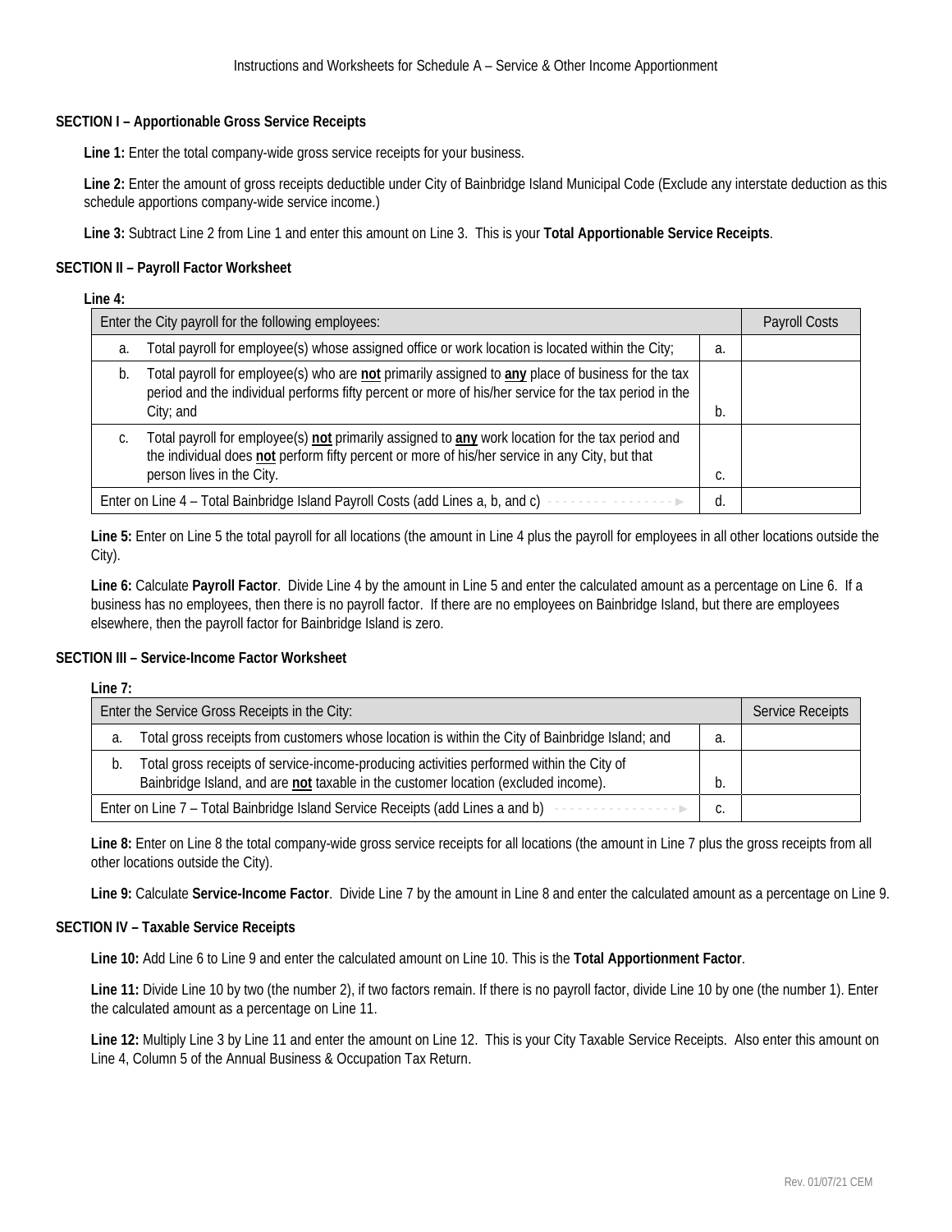# Instructions and Worksheets for Schedule A – Service & Other Income Apportionment

## SECTION I – Apportionable Gross Service Receipts

**Line 1:** Enter the total company-wide gross service receipts for your business.

**Line 2:** Enter the amount of gross receipts deductible under City of Bainbridge Island Municipal Code (Exclude any interstate deduction as this schedule apportions company-wide service income.)

**Line 3:** Subtract Line 2 from Line 1 and enter this amount on Line 3. This is your **Total Apportionable Service Receipts**.

## SECTION II – Payroll Factor Worksheet

**Line 4:**

| Enter the City payroll for the following employees: | | Payroll Costs |
|---|---|---|
| a. Total payroll for employee(s) whose assigned office or work location is located within the City; | a. | |
| b. Total payroll for employee(s) who are **not** primarily assigned to **any** place of business for the tax period and the individual performs fifty percent or more of his/her service for the tax period in the City; and | b. | |
| c. Total payroll for employee(s) **not** primarily assigned to **any** work location for the tax period and the individual does **not** perform fifty percent or more of his/her service in any City, but that person lives in the City. | c. | |
| Enter on Line 4 – Total Bainbridge Island Payroll Costs (add Lines a, b, and c) | d. | |

**Line 5:** Enter on Line 5 the total payroll for all locations (the amount in Line 4 plus the payroll for employees in all other locations outside the City).

**Line 6:** Calculate **Payroll Factor**. Divide Line 4 by the amount in Line 5 and enter the calculated amount as a percentage on Line 6. If a business has no employees, then there is no payroll factor. If there are no employees on Bainbridge Island, but there are employees elsewhere, then the payroll factor for Bainbridge Island is zero.

## SECTION III – Service-Income Factor Worksheet

**Line 7:**

| Enter the Service Gross Receipts in the City: | | Service Receipts |
|---|---|---|
| a. Total gross receipts from customers whose location is within the City of Bainbridge Island; and | a. | |
| b. Total gross receipts of service-income-producing activities performed within the City of Bainbridge Island, and are **not** taxable in the customer location (excluded income). | b. | |
| Enter on Line 7 – Total Bainbridge Island Service Receipts (add Lines a and b) | c. | |

**Line 8:** Enter on Line 8 the total company-wide gross service receipts for all locations (the amount in Line 7 plus the gross receipts from all other locations outside the City).

**Line 9:** Calculate **Service-Income Factor**. Divide Line 7 by the amount in Line 8 and enter the calculated amount as a percentage on Line 9.

## SECTION IV – Taxable Service Receipts

**Line 10:** Add Line 6 to Line 9 and enter the calculated amount on Line 10. This is the **Total Apportionment Factor**.

**Line 11:** Divide Line 10 by two (the number 2), if two factors remain. If there is no payroll factor, divide Line 10 by one (the number 1). Enter the calculated amount as a percentage on Line 11.

**Line 12:** Multiply Line 3 by Line 11 and enter the amount on Line 12. This is your City Taxable Service Receipts. Also enter this amount on Line 4, Column 5 of the Annual Business & Occupation Tax Return.

Rev. 01/07/21 CEM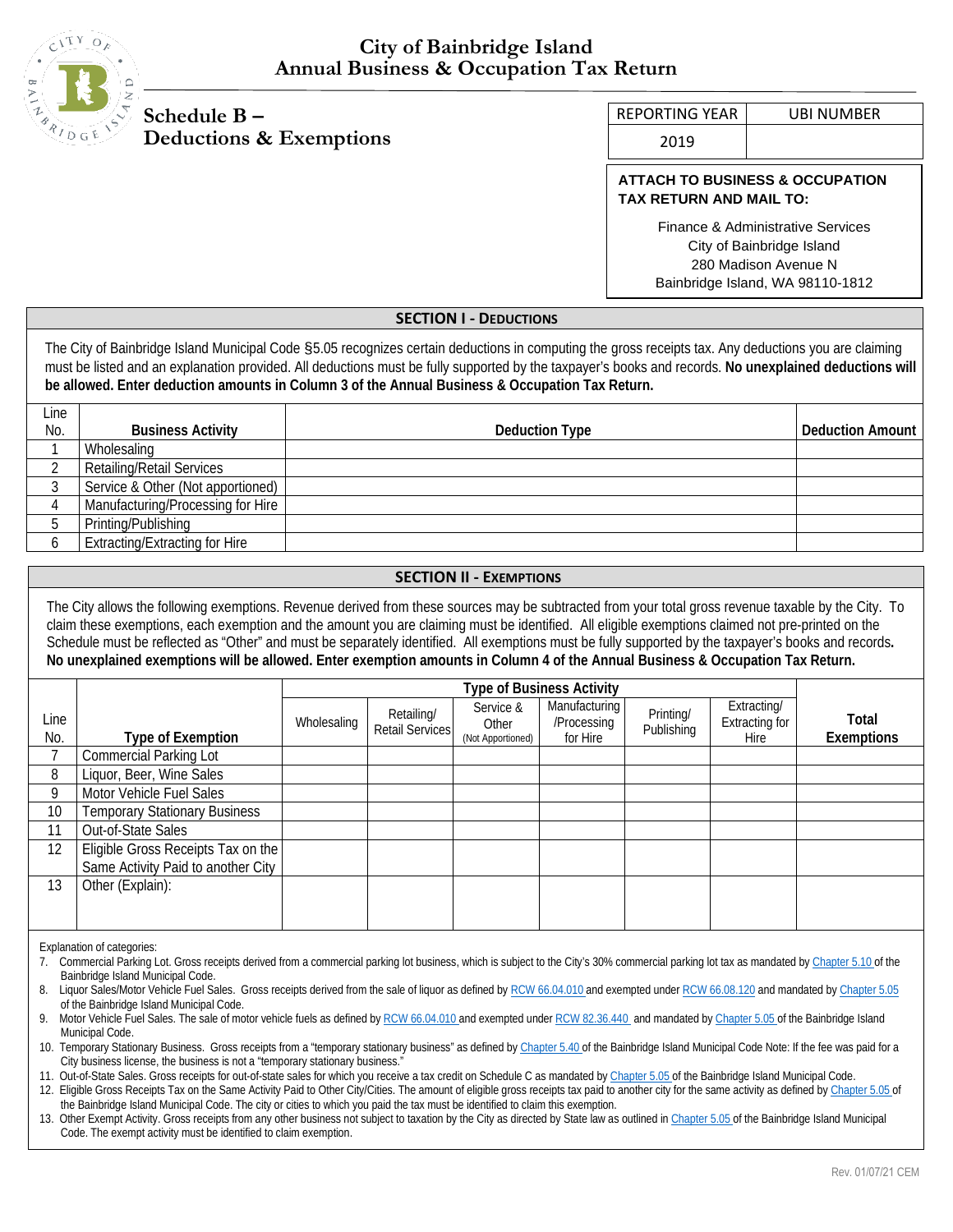# City of Bainbridge Island
# Annual Business & Occupation Tax Return

## Schedule B – Deductions & Exemptions

| REPORTING YEAR | UBI NUMBER |
|---|---|
| 2019 | |

**ATTACH TO BUSINESS & OCCUPATION TAX RETURN AND MAIL TO:**

Finance & Administrative Services
City of Bainbridge Island
280 Madison Avenue N
Bainbridge Island, WA 98110-1812

### SECTION I - DEDUCTIONS

The City of Bainbridge Island Municipal Code §5.05 recognizes certain deductions in computing the gross receipts tax. Any deductions you are claiming must be listed and an explanation provided. All deductions must be fully supported by the taxpayer's books and records. **No unexplained deductions will be allowed. Enter deduction amounts in Column 3 of the Annual Business & Occupation Tax Return.**

| Line No. | Business Activity | Deduction Type | Deduction Amount |
|---|---|---|---|
| 1 | Wholesaling | | |
| 2 | Retailing/Retail Services | | |
| 3 | Service & Other (Not apportioned) | | |
| 4 | Manufacturing/Processing for Hire | | |
| 5 | Printing/Publishing | | |
| 6 | Extracting/Extracting for Hire | | |

### SECTION II - EXEMPTIONS

The City allows the following exemptions. Revenue derived from these sources may be subtracted from your total gross revenue taxable by the City. To claim these exemptions, each exemption and the amount you are claiming must be identified. All eligible exemptions claimed not pre-printed on the Schedule must be reflected as "Other" and must be separately identified. All exemptions must be fully supported by the taxpayer's books and records. **No unexplained exemptions will be allowed. Enter exemption amounts in Column 4 of the Annual Business & Occupation Tax Return.**

| | | Type of Business Activity | | | | | | |
|---|---|---|---|---|---|---|---|---|
| Line No. | Type of Exemption | Wholesaling | Retailing/ Retail Services | Service & Other (Not Apportioned) | Manufacturing /Processing for Hire | Printing/ Publishing | Extracting/ Extracting for Hire | Total Exemptions |
| 7 | Commercial Parking Lot | | | | | | | |
| 8 | Liquor, Beer, Wine Sales | | | | | | | |
| 9 | Motor Vehicle Fuel Sales | | | | | | | |
| 10 | Temporary Stationary Business | | | | | | | |
| 11 | Out-of-State Sales | | | | | | | |
| 12 | Eligible Gross Receipts Tax on the Same Activity Paid to another City | | | | | | | |
| 13 | Other (Explain): | | | | | | | |

Explanation of categories:

7. Commercial Parking Lot. Gross receipts derived from a commercial parking lot business, which is subject to the City's 30% commercial parking lot tax as mandated by Chapter 5.10 of the Bainbridge Island Municipal Code.
8. Liquor Sales/Motor Vehicle Fuel Sales. Gross receipts derived from the sale of liquor as defined by RCW 66.04.010 and exempted under RCW 66.08.120 and mandated by Chapter 5.05 of the Bainbridge Island Municipal Code.
9. Motor Vehicle Fuel Sales. The sale of motor vehicle fuels as defined by RCW 66.04.010 and exempted under RCW 82.36.440 and mandated by Chapter 5.05 of the Bainbridge Island Municipal Code.
10. Temporary Stationary Business. Gross receipts from a "temporary stationary business" as defined by Chapter 5.40 of the Bainbridge Island Municipal Code Note: If the fee was paid for a City business license, the business is not a "temporary stationary business."
11. Out-of-State Sales. Gross receipts for out-of-state sales for which you receive a tax credit on Schedule C as mandated by Chapter 5.05 of the Bainbridge Island Municipal Code.
12. Eligible Gross Receipts Tax on the Same Activity Paid to Other City/Cities. The amount of eligible gross receipts tax paid to another city for the same activity as defined by Chapter 5.05 of the Bainbridge Island Municipal Code. The city or cities to which you paid the tax must be identified to claim this exemption.
13. Other Exempt Activity. Gross receipts from any other business not subject to taxation by the City as directed by State law as outlined in Chapter 5.05 of the Bainbridge Island Municipal Code. The exempt activity must be identified to claim exemption.

Rev. 01/07/21 CEM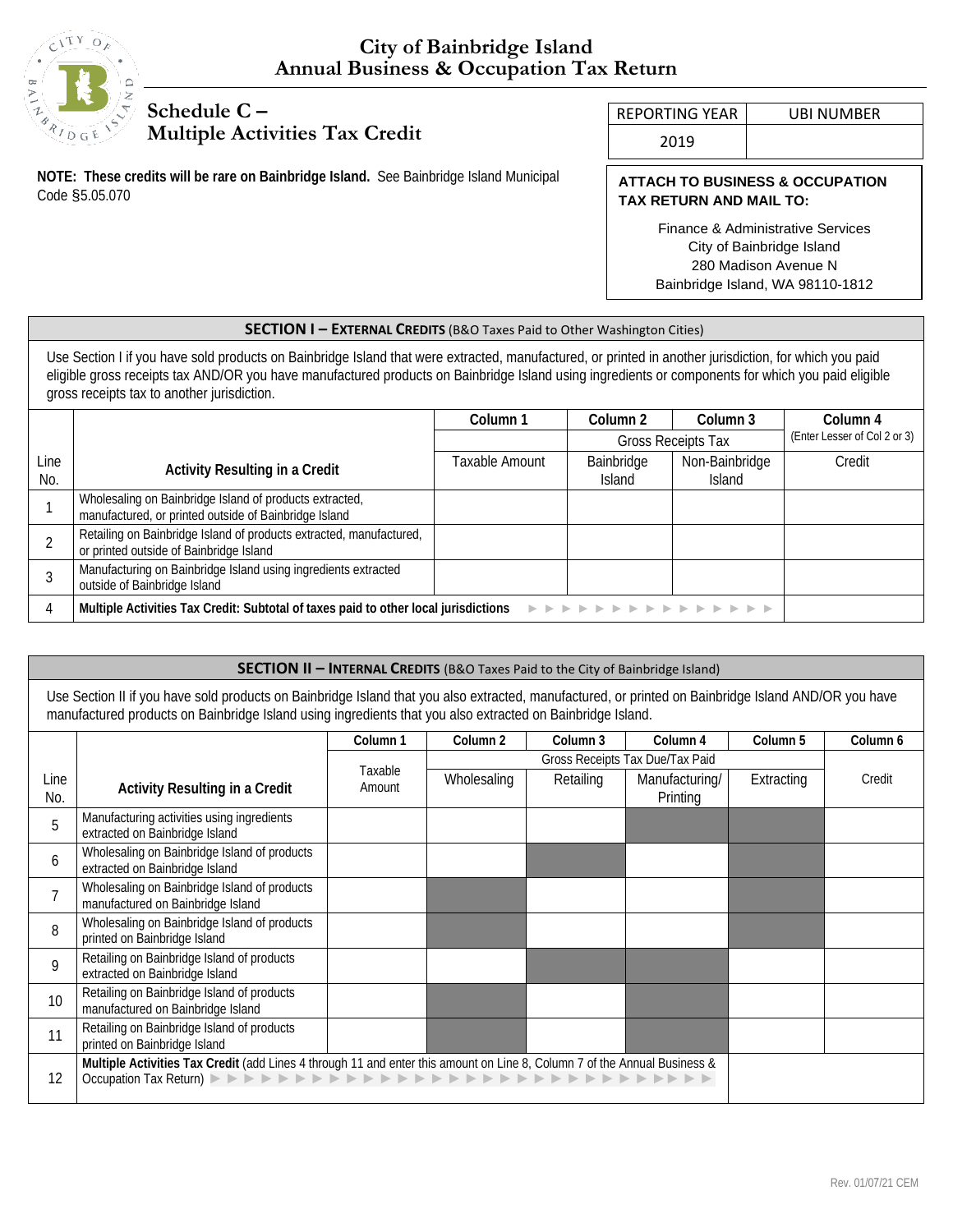# City of Bainbridge Island
# Annual Business & Occupation Tax Return

## Schedule C – Multiple Activities Tax Credit

| REPORTING YEAR | UBI NUMBER |
|---|---|
| 2019 | |

**NOTE: These credits will be rare on Bainbridge Island.** See Bainbridge Island Municipal Code §5.05.070

**ATTACH TO BUSINESS & OCCUPATION TAX RETURN AND MAIL TO:**

Finance & Administrative Services
City of Bainbridge Island
280 Madison Avenue N
Bainbridge Island, WA 98110-1812

### SECTION I – EXTERNAL CREDITS (B&O Taxes Paid to Other Washington Cities)

Use Section I if you have sold products on Bainbridge Island that were extracted, manufactured, or printed in another jurisdiction, for which you paid eligible gross receipts tax AND/OR you have manufactured products on Bainbridge Island using ingredients or components for which you paid eligible gross receipts tax to another jurisdiction.

| | | Column 1 | Column 2 | Column 3 | Column 4 |
|---|---|---|---|---|---|
| | | | Gross Receipts Tax | | (Enter Lesser of Col 2 or 3) |
| Line No. | Activity Resulting in a Credit | Taxable Amount | Bainbridge Island | Non-Bainbridge Island | Credit |
| 1 | Wholesaling on Bainbridge Island of products extracted, manufactured, or printed outside of Bainbridge Island | | | | |
| 2 | Retailing on Bainbridge Island of products extracted, manufactured, or printed outside of Bainbridge Island | | | | |
| 3 | Manufacturing on Bainbridge Island using ingredients extracted outside of Bainbridge Island | | | | |
| 4 | **Multiple Activities Tax Credit: Subtotal of taxes paid to other local jurisdictions** | | | | |

### SECTION II – INTERNAL CREDITS (B&O Taxes Paid to the City of Bainbridge Island)

Use Section II if you have sold products on Bainbridge Island that you also extracted, manufactured, or printed on Bainbridge Island AND/OR you have manufactured products on Bainbridge Island using ingredients that you also extracted on Bainbridge Island.

| | | Column 1 | Column 2 | Column 3 | Column 4 | Column 5 | Column 6 |
|---|---|---|---|---|---|---|---|
| | | | Gross Receipts Tax Due/Tax Paid | | | | |
| Line No. | Activity Resulting in a Credit | Taxable Amount | Wholesaling | Retailing | Manufacturing/ Printing | Extracting | Credit |
| 5 | Manufacturing activities using ingredients extracted on Bainbridge Island | | | | | | |
| 6 | Wholesaling on Bainbridge Island of products extracted on Bainbridge Island | | | | | | |
| 7 | Wholesaling on Bainbridge Island of products manufactured on Bainbridge Island | | | | | | |
| 8 | Wholesaling on Bainbridge Island of products printed on Bainbridge Island | | | | | | |
| 9 | Retailing on Bainbridge Island of products extracted on Bainbridge Island | | | | | | |
| 10 | Retailing on Bainbridge Island of products manufactured on Bainbridge Island | | | | | | |
| 11 | Retailing on Bainbridge Island of products printed on Bainbridge Island | | | | | | |
| 12 | **Multiple Activities Tax Credit** (add Lines 4 through 11 and enter this amount on Line 8, Column 7 of the Annual Business & Occupation Tax Return) | | | | | | |

Rev. 01/07/21 CEM